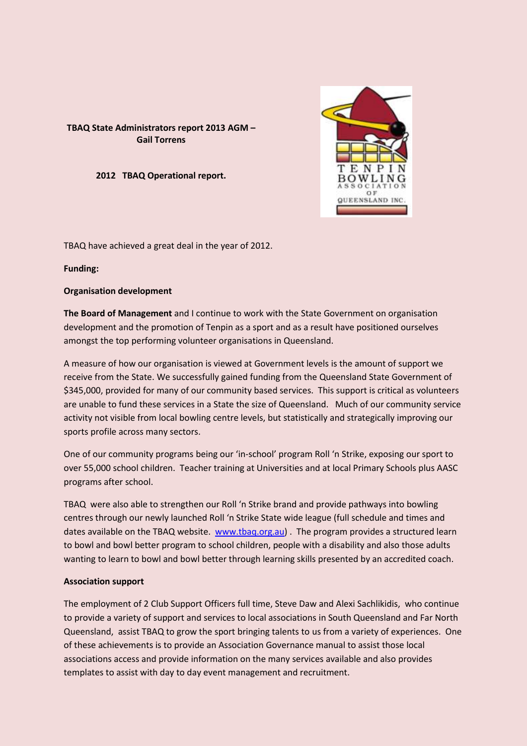**TBAQ State Administrators report 2013 AGM – Gail Torrens**

**2012 TBAQ Operational report.**

TBAQ have achieved a great deal in the year of 2012.

**Funding:**

**Organisation development**

**The Board of Management** and I continue to work with the State Government on organisation development and the promotion of Tenpin as a sport and as a result have positioned ourselves amongst the top performing volunteer organisations in Queensland.

A measure of how our organisation is viewed at Government levels is the amount of support we receive from the State. We successfully gained funding from the Queensland State Government of $345,000, provided for many of our community based services. This support is critical as volunteers are unable to fund these services in a State the size of Queensland. Much of our community service activity not visible from local bowling centre levels, but statistically and strategically improving our sports profile across many sectors.

One of our community programs being our 'in-school' program Roll 'n Strike, exposing our sport to over 55,000 school children. Teacher training at Universities and at local Primary Schools plus AASC programs after school.

TBAQ were also able to strengthen our Roll 'n Strike brand and provide pathways into bowling centres through our newly launched Roll 'n Strike State wide league (full schedule and times and dates available on the TBAQ website. www.tbaq.org.au). The program provides a structured learn to bowl and bowl better program to school children, people with a disability and also those adults wanting to learn to bowl and bowl better through learning skills presented by an accredited coach.

**Association support**

The employment of 2 Club Support Officers full time, Steve Daw and Alexi Sachlikidis, who continue to provide a variety of support and services to local associations in South Queensland and Far North Queensland, assist TBAQ to grow the sport bringing talents to us from a variety of experiences. One of these achievements is to provide an Association Governance manual to assist those local associations access and provide information on the many services available and also provides templates to assist with day to day event management and recruitment.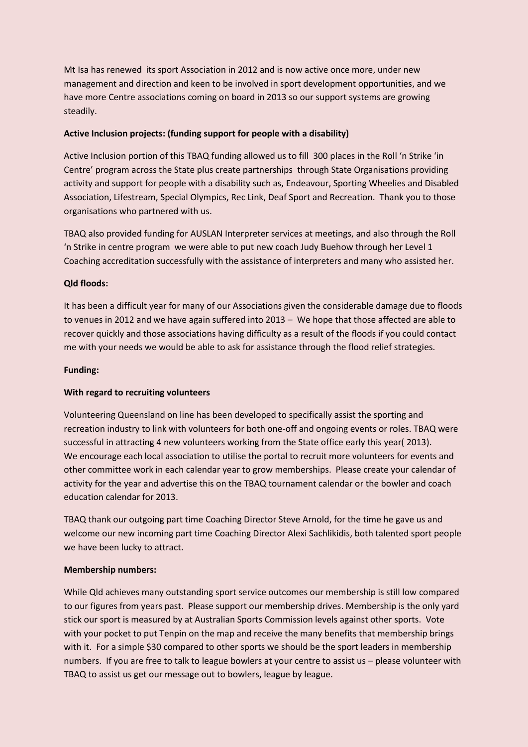Mt Isa has renewed its sport Association in 2012 and is now active once more, under new management and direction and keen to be involved in sport development opportunities, and we have more Centre associations coming on board in 2013 so our support systems are growing steadily.

**Active Inclusion projects: (funding support for people with a disability)**

Active Inclusion portion of this TBAQ funding allowed us to fill 300 places in the Roll 'n Strike 'in Centre' program across the State plus create partnerships through State Organisations providing activity and support for people with a disability such as, Endeavour, Sporting Wheelies and Disabled Association, Lifestream, Special Olympics, Rec Link, Deaf Sport and Recreation. Thank you to those organisations who partnered with us.

TBAQ also provided funding for AUSLAN Interpreter services at meetings, and also through the Roll 'n Strike in centre program we were able to put new coach Judy Buehow through her Level 1 Coaching accreditation successfully with the assistance of interpreters and many who assisted her.

**Qld floods:**

It has been a difficult year for many of our Associations given the considerable damage due to floods to venues in 2012 and we have again suffered into 2013 – We hope that those affected are able to recover quickly and those associations having difficulty as a result of the floods if you could contact me with your needs we would be able to ask for assistance through the flood relief strategies.

**Funding:**

**With regard to recruiting volunteers**

Volunteering Queensland on line has been developed to specifically assist the sporting and recreation industry to link with volunteers for both one-off and ongoing events or roles. TBAQ were successful in attracting 4 new volunteers working from the State office early this year( 2013). We encourage each local association to utilise the portal to recruit more volunteers for events and other committee work in each calendar year to grow memberships. Please create your calendar of activity for the year and advertise this on the TBAQ tournament calendar or the bowler and coach education calendar for 2013.

TBAQ thank our outgoing part time Coaching Director Steve Arnold, for the time he gave us and welcome our new incoming part time Coaching Director Alexi Sachlikidis, both talented sport people we have been lucky to attract.

**Membership numbers:**

While Qld achieves many outstanding sport service outcomes our membership is still low compared to our figures from years past. Please support our membership drives. Membership is the only yard stick our sport is measured by at Australian Sports Commission levels against other sports. Vote with your pocket to put Tenpin on the map and receive the many benefits that membership brings with it. For a simple $30 compared to other sports we should be the sport leaders in membership numbers. If you are free to talk to league bowlers at your centre to assist us – please volunteer with TBAQ to assist us get our message out to bowlers, league by league.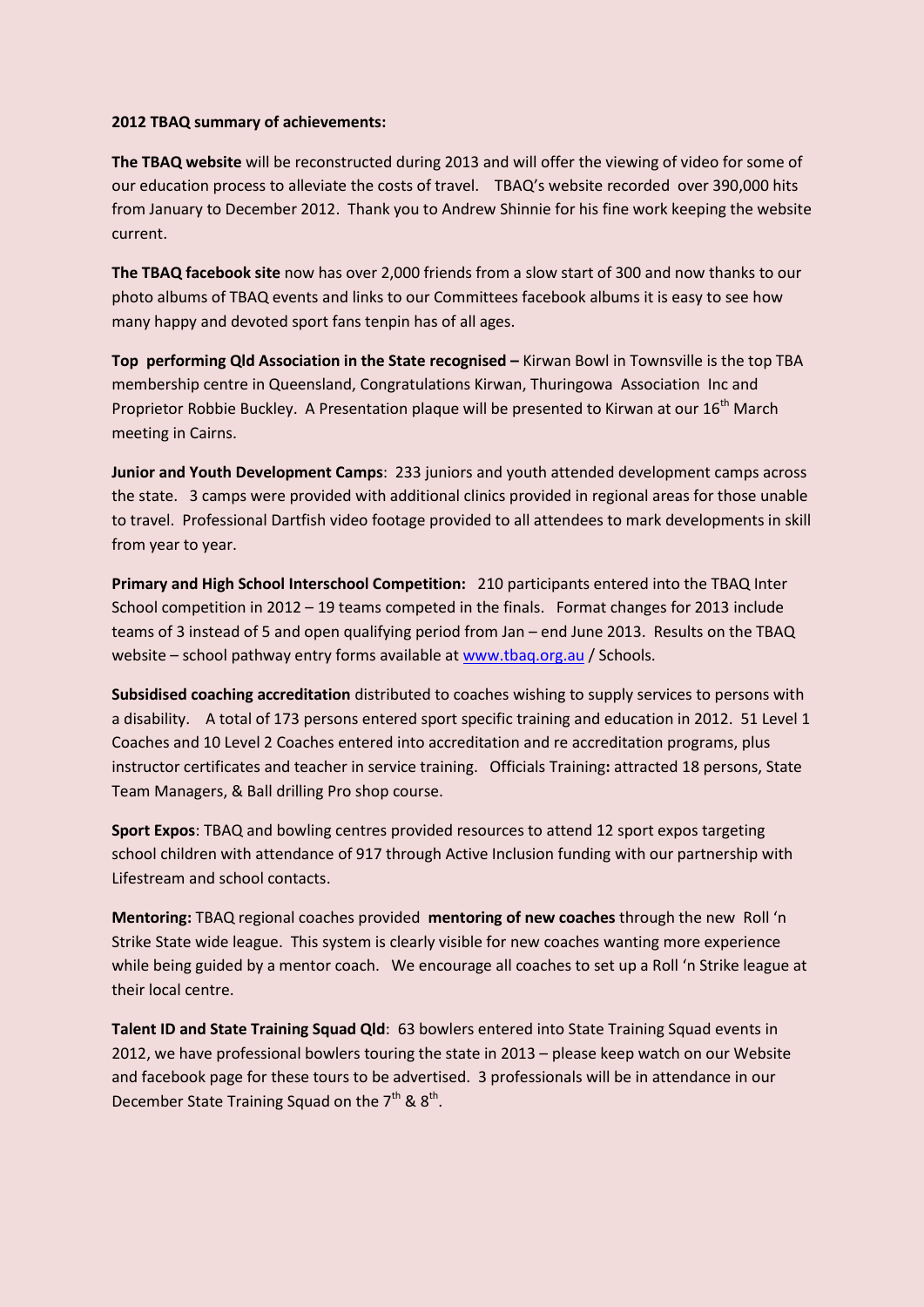**2012 TBAQ summary of achievements:**

**The TBAQ website** will be reconstructed during 2013 and will offer the viewing of video for some of our education process to alleviate the costs of travel. TBAQ's website recorded over 390,000 hits from January to December 2012. Thank you to Andrew Shinnie for his fine work keeping the website current.

**The TBAQ facebook site** now has over 2,000 friends from a slow start of 300 and now thanks to our photo albums of TBAQ events and links to our Committees facebook albums it is easy to see how many happy and devoted sport fans tenpin has of all ages.

**Top performing Qld Association in the State recognised –** Kirwan Bowl in Townsville is the top TBA membership centre in Queensland, Congratulations Kirwan, Thuringowa Association Inc and Proprietor Robbie Buckley. A Presentation plaque will be presented to Kirwan at our 16th March meeting in Cairns.

**Junior and Youth Development Camps**: 233 juniors and youth attended development camps across the state. 3 camps were provided with additional clinics provided in regional areas for those unable to travel. Professional Dartfish video footage provided to all attendees to mark developments in skill from year to year.

**Primary and High School Interschool Competition:** 210 participants entered into the TBAQ Inter School competition in 2012 – 19 teams competed in the finals. Format changes for 2013 include teams of 3 instead of 5 and open qualifying period from Jan – end June 2013. Results on the TBAQ website – school pathway entry forms available at www.tbaq.org.au / Schools.

**Subsidised coaching accreditation** distributed to coaches wishing to supply services to persons with a disability. A total of 173 persons entered sport specific training and education in 2012. 51 Level 1 Coaches and 10 Level 2 Coaches entered into accreditation and re accreditation programs, plus instructor certificates and teacher in service training. Officials Training**:** attracted 18 persons, State Team Managers, & Ball drilling Pro shop course.

**Sport Expos**: TBAQ and bowling centres provided resources to attend 12 sport expos targeting school children with attendance of 917 through Active Inclusion funding with our partnership with Lifestream and school contacts.

**Mentoring:** TBAQ regional coaches provided **mentoring of new coaches** through the new Roll 'n Strike State wide league. This system is clearly visible for new coaches wanting more experience while being guided by a mentor coach. We encourage all coaches to set up a Roll 'n Strike league at their local centre.

**Talent ID and State Training Squad Qld**: 63 bowlers entered into State Training Squad events in 2012, we have professional bowlers touring the state in 2013 – please keep watch on our Website and facebook page for these tours to be advertised. 3 professionals will be in attendance in our December State Training Squad on the 7th & 8th.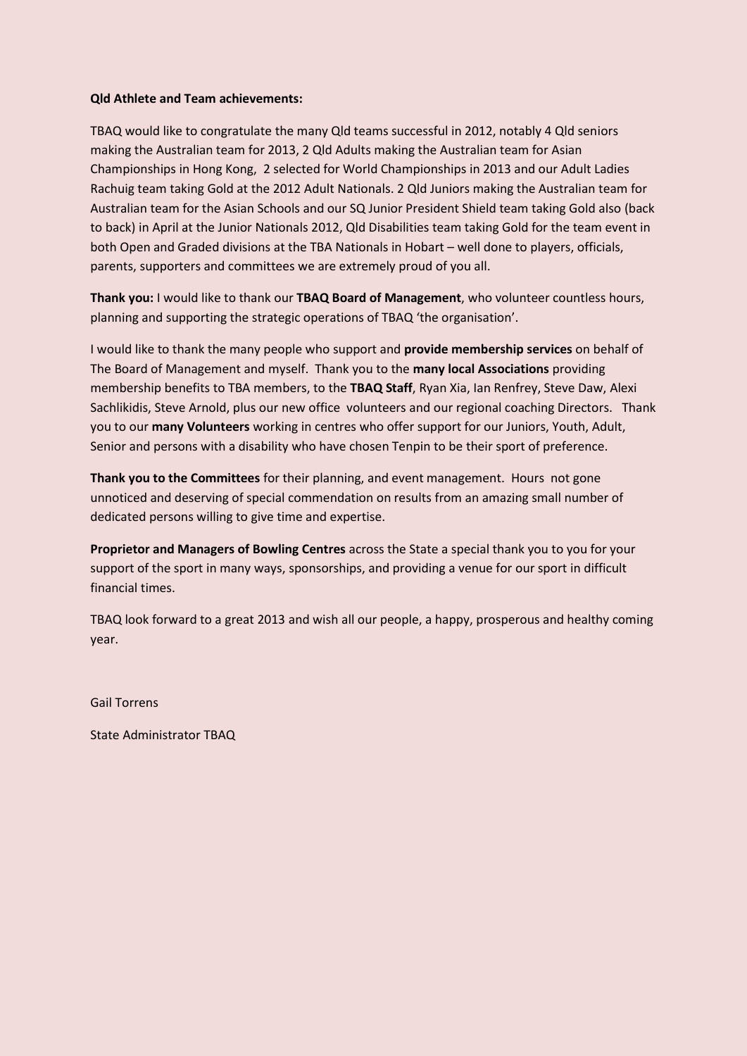**Qld Athlete and Team achievements:**

TBAQ would like to congratulate the many Qld teams successful in 2012, notably 4 Qld seniors making the Australian team for 2013, 2 Qld Adults making the Australian team for Asian Championships in Hong Kong, 2 selected for World Championships in 2013 and our Adult Ladies Rachuig team taking Gold at the 2012 Adult Nationals. 2 Qld Juniors making the Australian team for Australian team for the Asian Schools and our SQ Junior President Shield team taking Gold also (back to back) in April at the Junior Nationals 2012, Qld Disabilities team taking Gold for the team event in both Open and Graded divisions at the TBA Nationals in Hobart – well done to players, officials, parents, supporters and committees we are extremely proud of you all.

**Thank you:** I would like to thank our **TBAQ Board of Management**, who volunteer countless hours, planning and supporting the strategic operations of TBAQ 'the organisation'.

I would like to thank the many people who support and **provide membership services** on behalf of The Board of Management and myself. Thank you to the **many local Associations** providing membership benefits to TBA members, to the **TBAQ Staff**, Ryan Xia, Ian Renfrey, Steve Daw, Alexi Sachlikidis, Steve Arnold, plus our new office volunteers and our regional coaching Directors. Thank you to our **many Volunteers** working in centres who offer support for our Juniors, Youth, Adult, Senior and persons with a disability who have chosen Tenpin to be their sport of preference.

**Thank you to the Committees** for their planning, and event management. Hours not gone unnoticed and deserving of special commendation on results from an amazing small number of dedicated persons willing to give time and expertise.

**Proprietor and Managers of Bowling Centres** across the State a special thank you to you for your support of the sport in many ways, sponsorships, and providing a venue for our sport in difficult financial times.

TBAQ look forward to a great 2013 and wish all our people, a happy, prosperous and healthy coming year.

Gail Torrens

State Administrator TBAQ